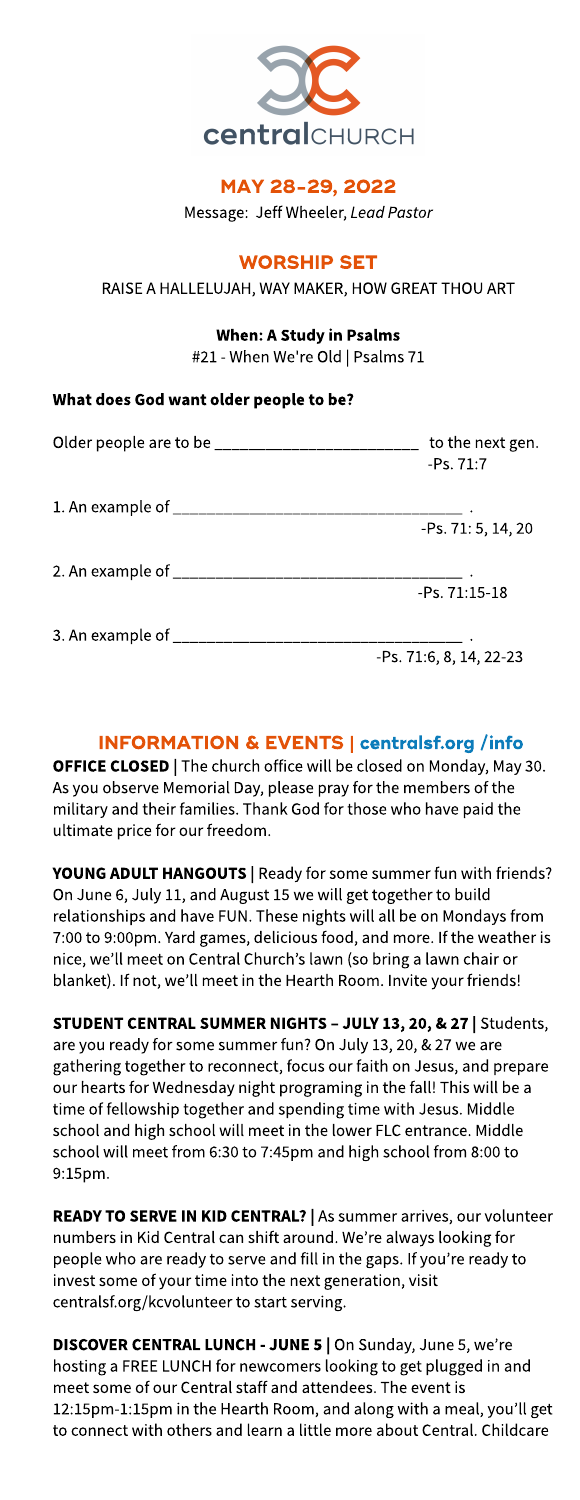centralCHURCH

## MAY 28-29, 2022

Message: Jeff Wheeler, *Lead Pastor*

## WORSHIP SET

RAISE A HALLELUJAH, WAY MAKER, HOW GREAT THOU ART

**When: A Study in Psalms**

#21 - When We're Old | Psalms 71

**What does God want older people to be?**

Older people are to be ______________________ to the next gen.
-Ps. 71:7

1. An example of ______________________________ .
-Ps. 71: 5, 14, 20

2. An example of ______________________________ .
-Ps. 71:15-18

3. An example of ______________________________ .
-Ps. 71:6, 8, 14, 22-23

## INFORMATION & EVENTS | centralsf.org /info

**OFFICE CLOSED** | The church office will be closed on Monday, May 30. As you observe Memorial Day, please pray for the members of the military and their families. Thank God for those who have paid the ultimate price for our freedom.

**YOUNG ADULT HANGOUTS** | Ready for some summer fun with friends? On June 6, July 11, and August 15 we will get together to build relationships and have FUN. These nights will all be on Mondays from 7:00 to 9:00pm. Yard games, delicious food, and more. If the weather is nice, we'll meet on Central Church's lawn (so bring a lawn chair or blanket). If not, we'll meet in the Hearth Room. Invite your friends!

**STUDENT CENTRAL SUMMER NIGHTS – JULY 13, 20, & 27** | Students, are you ready for some summer fun? On July 13, 20, & 27 we are gathering together to reconnect, focus our faith on Jesus, and prepare our hearts for Wednesday night programing in the fall! This will be a time of fellowship together and spending time with Jesus. Middle school and high school will meet in the lower FLC entrance. Middle school will meet from 6:30 to 7:45pm and high school from 8:00 to 9:15pm.

**READY TO SERVE IN KID CENTRAL?** | As summer arrives, our volunteer numbers in Kid Central can shift around. We're always looking for people who are ready to serve and fill in the gaps. If you're ready to invest some of your time into the next generation, visit centralsf.org/kcvolunteer to start serving.

**DISCOVER CENTRAL LUNCH - JUNE 5** | On Sunday, June 5, we're hosting a FREE LUNCH for newcomers looking to get plugged in and meet some of our Central staff and attendees. The event is 12:15pm-1:15pm in the Hearth Room, and along with a meal, you'll get to connect with others and learn a little more about Central. Childcare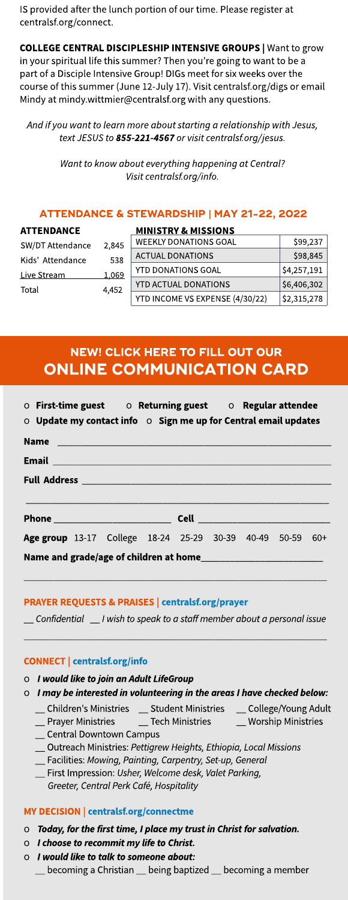IS provided after the lunch portion of our time. Please register at centralsf.org/connect.

**COLLEGE CENTRAL DISCIPLESHIP INTENSIVE GROUPS |** Want to grow in your spiritual life this summer? Then you're going to want to be a part of a Disciple Intensive Group! DIGs meet for six weeks over the course of this summer (June 12-July 17). Visit centralsf.org/digs or email Mindy at mindy.wittmier@centralsf.org with any questions.

*And if you want to learn more about starting a relationship with Jesus, text JESUS to **855-221-4567** or visit centralsf.org/jesus.*

*Want to know about everything happening at Central? Visit centralsf.org/info.*

## ATTENDANCE & STEWARDSHIP | MAY 21-22, 2022

**ATTENDANCE**

| | |
|---|---|
| SW/DT Attendance | 2,845 |
| Kids' Attendance | 538 |
| Live Stream | 1,069 |
| Total | 4,452 |

**MINISTRY & MISSIONS**

| | |
|---|---|
| WEEKLY DONATIONS GOAL | $99,237 |
| ACTUAL DONATIONS | $98,845 |
| YTD DONATIONS GOAL | $4,257,191 |
| YTD ACTUAL DONATIONS | $6,406,302 |
| YTD INCOME VS EXPENSE (4/30/22) | $2,315,278 |

## NEW! CLICK HERE TO FILL OUT OUR ONLINE COMMUNICATION CARD

○ **First-time guest** ○ **Returning guest** ○ **Regular attendee**
○ **Update my contact info** ○ **Sign me up for Central email updates**

**Name** ____________________

**Email** ____________________

**Full Address** ____________________

____________________

**Phone** ____________ **Cell** ____________

**Age group** 13-17 College 18-24 25-29 30-39 40-49 50-59 60+

**Name and grade/age of children at home** ____________

____________________

### PRAYER REQUESTS & PRAISES | centralsf.org/prayer

__ *Confidential* __ *I wish to speak to a staff member about a personal issue*

____________________

### CONNECT | centralsf.org/info

- ○ ***I would like to join an Adult LifeGroup***
- ○ ***I may be interested in volunteering in the areas I have checked below:***
  - __ Children's Ministries __ Student Ministries __ College/Young Adult
  - __ Prayer Ministries __ Tech Ministries __ Worship Ministries
  - __ Central Downtown Campus
  - __ Outreach Ministries: *Pettigrew Heights, Ethiopia, Local Missions*
  - __ Facilities: *Mowing, Painting, Carpentry, Set-up, General*
  - __ First Impression: *Usher, Welcome desk, Valet Parking, Greeter, Central Perk Café, Hospitality*

### MY DECISION | centralsf.org/connectme

- ○ ***Today, for the first time, I place my trust in Christ for salvation.***
- ○ ***I choose to recommit my life to Christ.***
- ○ ***I would like to talk to someone about:***
  - __ becoming a Christian __ being baptized __ becoming a member